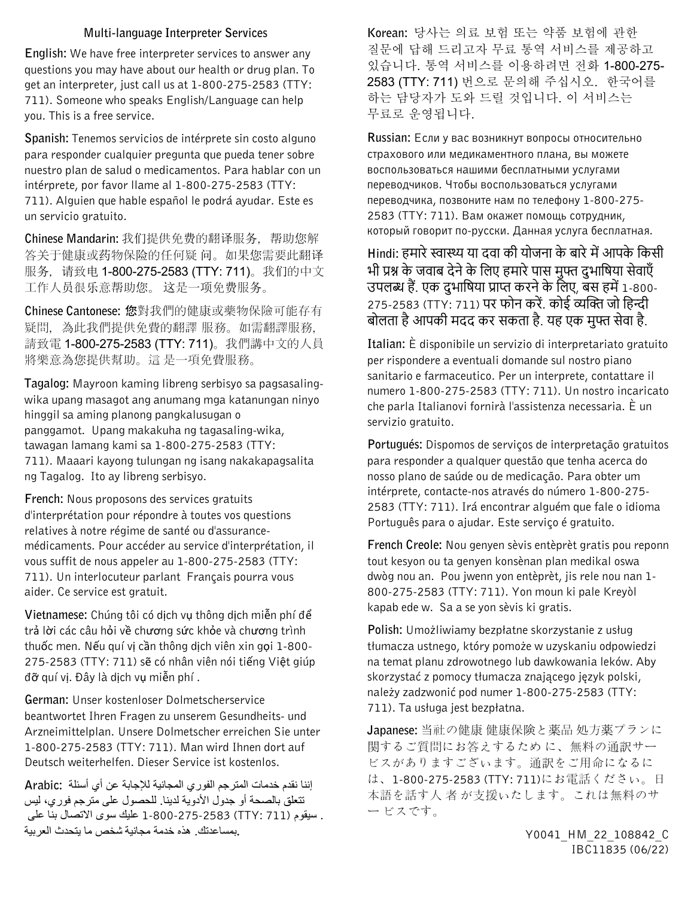## Multi-language Interpreter Services

**English:** We have free interpreter services to answer any questions you may have about our health or drug plan. To get an interpreter, just call us at 1-800-275-2583 (TTY: 711). Someone who speaks English/Language can help you. This is a free service.

**Spanish:** Tenemos servicios de intérprete sin costo alguno para responder cualquier pregunta que pueda tener sobre nuestro plan de salud o medicamentos. Para hablar con un intérprete, por favor llame al 1-800-275-2583 (TTY: 711). Alguien que hable español le podrá ayudar. Este es un servicio gratuito.

**Chinese Mandarin:** 我们提供免费的翻译服务，帮助您解答关于健康或药物保险的任何疑 问。如果您需要此翻译服务，请致电 1-800-275-2583 (TTY: 711)。我们的中文工作人员很乐意帮助您。 这是一项免费服务。

**Chinese Cantonese:** 您對我們的健康或藥物保險可能存有疑問，為此我們提供免費的翻譯 服務。如需翻譯服務，請致電 1-800-275-2583 (TTY: 711)。我們講中文的人員將樂意為您提供幫助。這 是一項免費服務。

**Tagalog:** Mayroon kaming libreng serbisyo sa pagsasaling-wika upang masagot ang anumang mga katanungan ninyo hinggil sa aming planong pangkalusugan o panggamot. Upang makakuha ng tagasaling-wika, tawagan lamang kami sa 1-800-275-2583 (TTY: 711). Maaari kayong tulungan ng isang nakakapagsalita ng Tagalog. Ito ay libreng serbisyo.

**French:** Nous proposons des services gratuits d'interprétation pour répondre à toutes vos questions relatives à notre régime de santé ou d'assurance-médicaments. Pour accéder au service d'interprétation, il vous suffit de nous appeler au 1-800-275-2583 (TTY: 711). Un interlocuteur parlant Français pourra vous aider. Ce service est gratuit.

**Vietnamese:** Chúng tôi có dịch vụ thông dịch miễn phí để trả lời các câu hỏi về chương sức khỏe và chương trình thuốc men. Nếu quí vị cần thông dịch viên xin gọi 1-800-275-2583 (TTY: 711) sẽ có nhân viên nói tiếng Việt giúp đỡ quí vị. Đây là dịch vụ miễn phí .

**German:** Unser kostenloser Dolmetscherservice beantwortet Ihren Fragen zu unserem Gesundheits- und Arzneimittelplan. Unsere Dolmetscher erreichen Sie unter 1-800-275-2583 (TTY: 711). Man wird Ihnen dort auf Deutsch weiterhelfen. Dieser Service ist kostenlos.

**Arabic:** إننا نقدم خدمات المترجم الفوري المجانية للإجابة عن أي أسئلة تتعلق بالصحة أو جدول الأدوية لدينا. للحصول على مترجم فوري، ليس عليك سوى الاتصال بنا على 1-800-275-2583 (TTY: 711). سيقوم شخص ما يتحدث العربية بمساعدتك. هذه خدمة مجانية.

**Korean:** 당사는 의료 보험 또는 약품 보험에 관한 질문에 답해 드리고자 무료 통역 서비스를 제공하고 있습니다. 통역 서비스를 이용하려면 전화 1-800-275-2583 (TTY: 711) 번으로 문의해 주십시오. 한국어를 하는 담당자가 도와 드릴 것입니다. 이 서비스는 무료로 운영됩니다.

**Russian:** Если у вас возникнут вопросы относительно страхового или медикаментного плана, вы можете воспользоваться нашими бесплатными услугами переводчиков. Чтобы воспользоваться услугами переводчика, позвоните нам по телефону 1-800-275-2583 (TTY: 711). Вам окажет помощь сотрудник, который говорит по-русски. Данная услуга бесплатная.

**Hindi:** हमारे स्वास्थ्य या दवा की योजना के बारे में आपके किसी भी प्रश्न के जवाब देने के लिए हमारे पास मुफ्त दुभाषिया सेवाएँ उपलब्ध हैं. एक दुभाषिया प्राप्त करने के लिए, बस हमें 1-800-275-2583 (TTY: 711) पर फोन करें. कोई व्यक्ति जो हिन्दी बोलता है आपकी मदद कर सकता है. यह एक मुफ्त सेवा है.

**Italian:** È disponibile un servizio di interpretariato gratuito per rispondere a eventuali domande sul nostro piano sanitario e farmaceutico. Per un interprete, contattare il numero 1-800-275-2583 (TTY: 711). Un nostro incaricato che parla Italianovi fornirà l'assistenza necessaria. È un servizio gratuito.

**Portugués:** Dispomos de serviços de interpretação gratuitos para responder a qualquer questão que tenha acerca do nosso plano de saúde ou de medicação. Para obter um intérprete, contacte-nos através do número 1-800-275-2583 (TTY: 711). Irá encontrar alguém que fale o idioma Português para o ajudar. Este serviço é gratuito.

**French Creole:** Nou genyen sèvis entèprèt gratis pou reponn tout kesyon ou ta genyen konsènan plan medikal oswa dwòg nou an. Pou jwenn yon entèprèt, jis rele nou nan 1-800-275-2583 (TTY: 711). Yon moun ki pale Kreyòl kapab ede w. Sa a se yon sèvis ki gratis.

**Polish:** Umożliwiamy bezpłatne skorzystanie z usług tłumacza ustnego, który pomoże w uzyskaniu odpowiedzi na temat planu zdrowotnego lub dawkowania leków. Aby skorzystać z pomocy tłumacza znającego język polski, należy zadzwonić pod numer 1-800-275-2583 (TTY: 711). Ta usługa jest bezpłatna.

**Japanese:** 当社の健康 健康保険と薬品 処方薬プランに関するご質問にお答えするため に、無料の通訳サービスがありますございます。通訳をご用命になるには、1-800-275-2583 (TTY: 711)にお電話ください。日本語を話す人 者 が支援いたします。これは無料のサー ビスです。

Y0041_HM_22_108842_C
IBC11835 (06/22)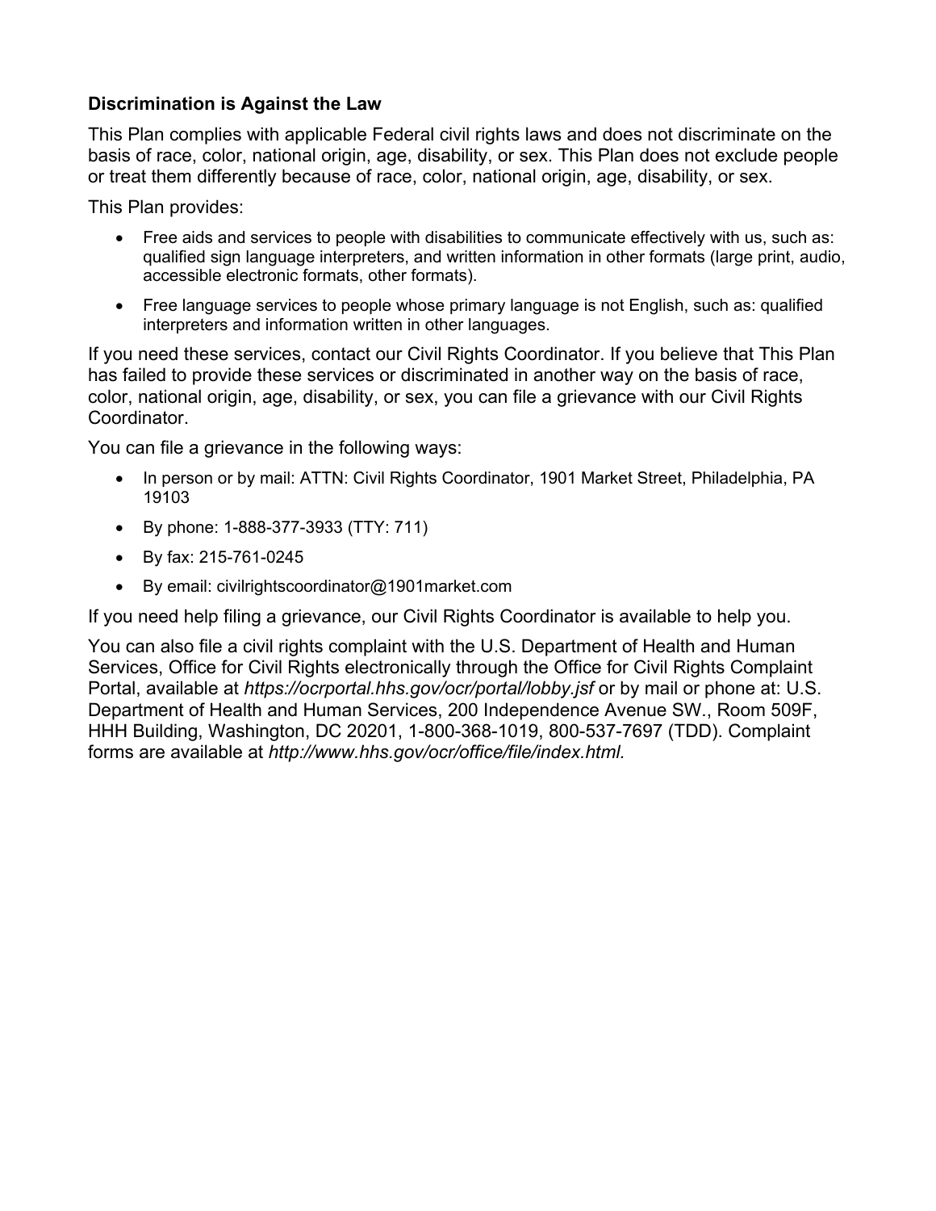## Discrimination is Against the Law

This Plan complies with applicable Federal civil rights laws and does not discriminate on the basis of race, color, national origin, age, disability, or sex. This Plan does not exclude people or treat them differently because of race, color, national origin, age, disability, or sex.

This Plan provides:

- Free aids and services to people with disabilities to communicate effectively with us, such as: qualified sign language interpreters, and written information in other formats (large print, audio, accessible electronic formats, other formats).
- Free language services to people whose primary language is not English, such as: qualified interpreters and information written in other languages.

If you need these services, contact our Civil Rights Coordinator. If you believe that This Plan has failed to provide these services or discriminated in another way on the basis of race, color, national origin, age, disability, or sex, you can file a grievance with our Civil Rights Coordinator.

You can file a grievance in the following ways:

- In person or by mail: ATTN: Civil Rights Coordinator, 1901 Market Street, Philadelphia, PA 19103
- By phone: 1-888-377-3933 (TTY: 711)
- By fax: 215-761-0245
- By email: civilrightscoordinator@1901market.com

If you need help filing a grievance, our Civil Rights Coordinator is available to help you.

You can also file a civil rights complaint with the U.S. Department of Health and Human Services, Office for Civil Rights electronically through the Office for Civil Rights Complaint Portal, available at *https://ocrportal.hhs.gov/ocr/portal/lobby.jsf* or by mail or phone at: U.S. Department of Health and Human Services, 200 Independence Avenue SW., Room 509F, HHH Building, Washington, DC 20201, 1-800-368-1019, 800-537-7697 (TDD). Complaint forms are available at *http://www.hhs.gov/ocr/office/file/index.html.*